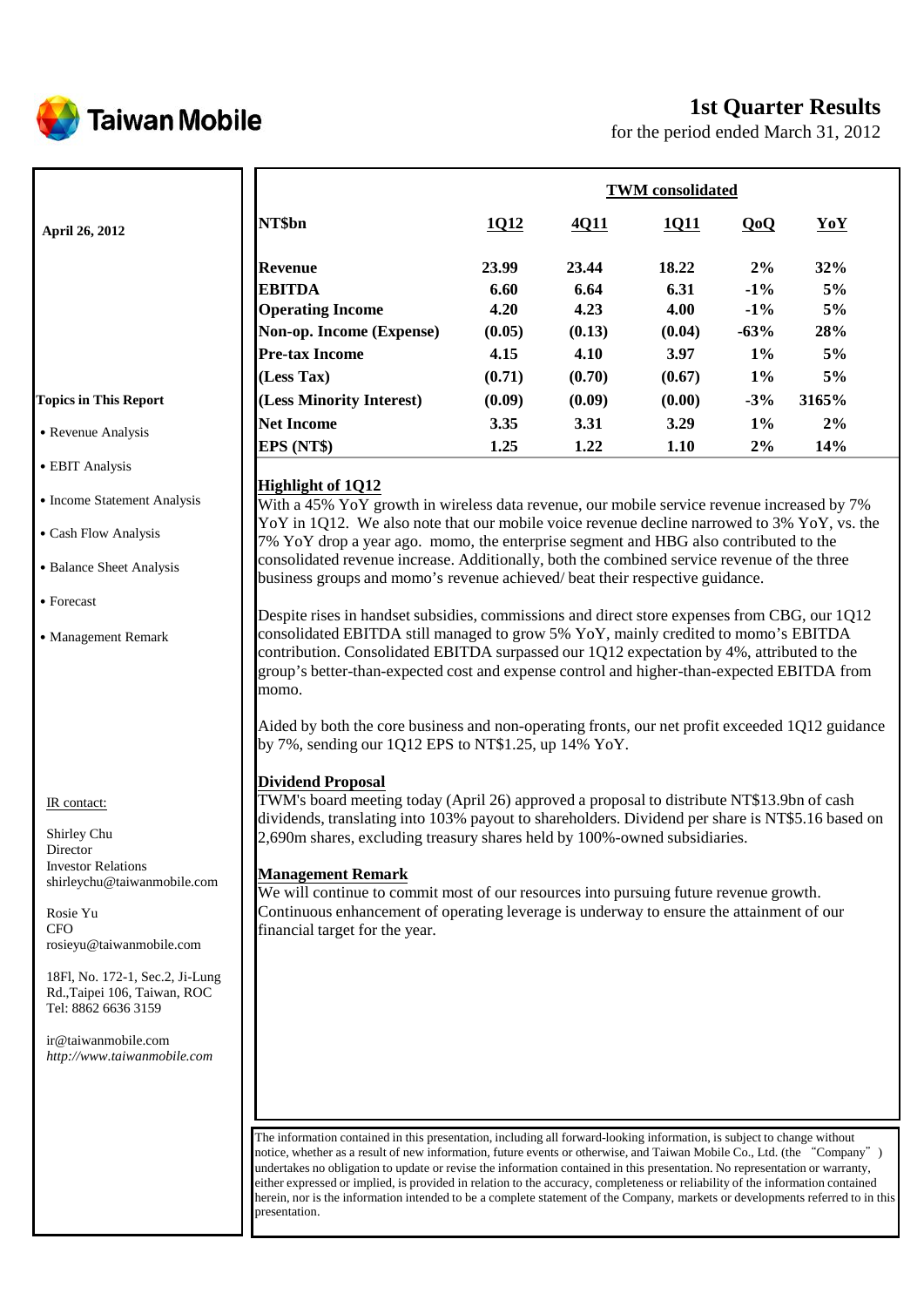# Taiwan Mobile

## 1st Quarter Results

for the period ended March 31, 2012

**April 26, 2012**

**Topics in This Report**

- Revenue Analysis
- EBIT Analysis
- Income Statement Analysis
- Cash Flow Analysis
- Balance Sheet Analysis
- Forecast
- Management Remark

IR contact:

Shirley Chu
Director
Investor Relations
shirleychu@taiwanmobile.com

Rosie Yu
CFO
rosieyu@taiwanmobile.com

18Fl, No. 172-1, Sec.2, Ji-Lung Rd.,Taipei 106, Taiwan, ROC
Tel: 8862 6636 3159

ir@taiwanmobile.com
*http://www.taiwanmobile.com*

| | TWM consolidated | | | | |
|---|---|---|---|---|---|
| **NT$bn** | **1Q12** | **4Q11** | **1Q11** | **QoQ** | **YoY** |
| **Revenue** | **23.99** | **23.44** | **18.22** | **2%** | **32%** |
| **EBITDA** | **6.60** | **6.64** | **6.31** | **-1%** | **5%** |
| **Operating Income** | **4.20** | **4.23** | **4.00** | **-1%** | **5%** |
| **Non-op. Income (Expense)** | **(0.05)** | **(0.13)** | **(0.04)** | **-63%** | **28%** |
| **Pre-tax Income** | **4.15** | **4.10** | **3.97** | **1%** | **5%** |
| **(Less Tax)** | **(0.71)** | **(0.70)** | **(0.67)** | **1%** | **5%** |
| **(Less Minority Interest)** | **(0.09)** | **(0.09)** | **(0.00)** | **-3%** | **3165%** |
| **Net Income** | **3.35** | **3.31** | **3.29** | **1%** | **2%** |
| **EPS (NT$)** | **1.25** | **1.22** | **1.10** | **2%** | **14%** |

### Highlight of 1Q12

With a 45% YoY growth in wireless data revenue, our mobile service revenue increased by 7% YoY in 1Q12. We also note that our mobile voice revenue decline narrowed to 3% YoY, vs. the 7% YoY drop a year ago. momo, the enterprise segment and HBG also contributed to the consolidated revenue increase. Additionally, both the combined service revenue of the three business groups and momo's revenue achieved/ beat their respective guidance.

Despite rises in handset subsidies, commissions and direct store expenses from CBG, our 1Q12 consolidated EBITDA still managed to grow 5% YoY, mainly credited to momo's EBITDA contribution. Consolidated EBITDA surpassed our 1Q12 expectation by 4%, attributed to the group's better-than-expected cost and expense control and higher-than-expected EBITDA from momo.

Aided by both the core business and non-operating fronts, our net profit exceeded 1Q12 guidance by 7%, sending our 1Q12 EPS to NT$1.25, up 14% YoY.

### Dividend Proposal

TWM's board meeting today (April 26) approved a proposal to distribute NT$13.9bn of cash dividends, translating into 103% payout to shareholders. Dividend per share is NT$5.16 based on 2,690m shares, excluding treasury shares held by 100%-owned subsidiaries.

### Management Remark

We will continue to commit most of our resources into pursuing future revenue growth. Continuous enhancement of operating leverage is underway to ensure the attainment of our financial target for the year.

The information contained in this presentation, including all forward-looking information, is subject to change without notice, whether as a result of new information, future events or otherwise, and Taiwan Mobile Co., Ltd. (the "Company") undertakes no obligation to update or revise the information contained in this presentation. No representation or warranty, either expressed or implied, is provided in relation to the accuracy, completeness or reliability of the information contained herein, nor is the information intended to be a complete statement of the Company, markets or developments referred to in this presentation.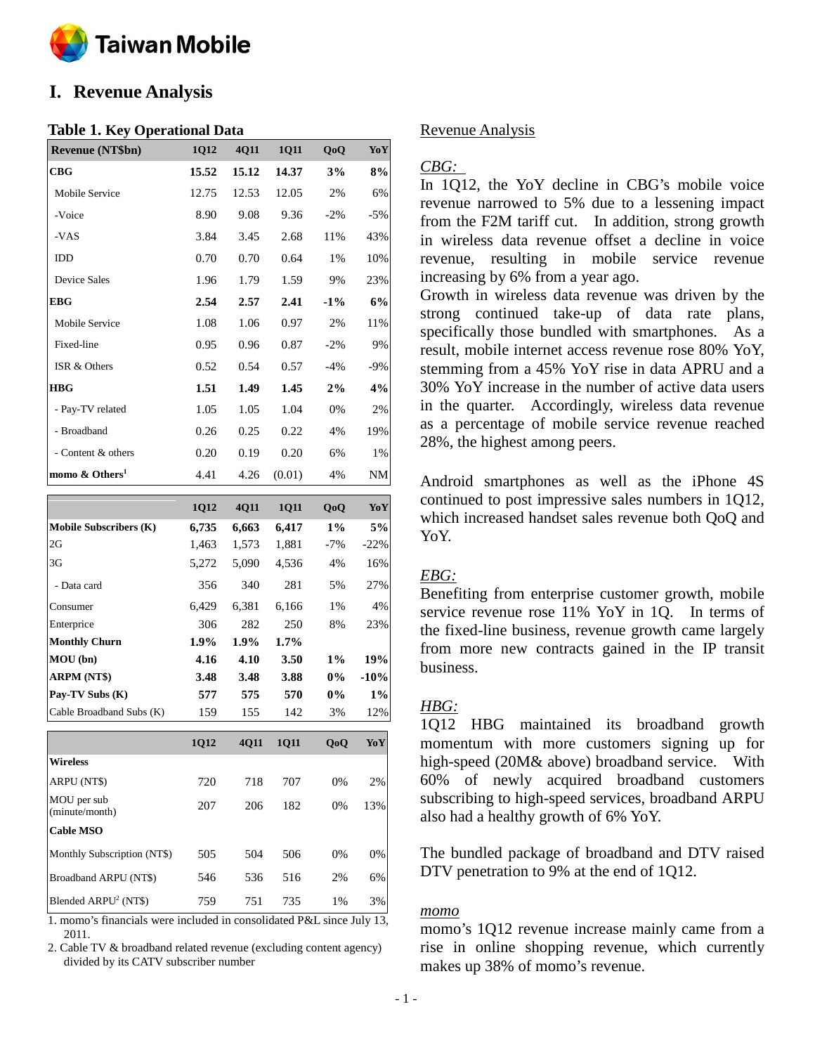# I. Revenue Analysis

**Table 1. Key Operational Data**

| Revenue (NT$bn) | 1Q12 | 4Q11 | 1Q11 | QoQ | YoY |
|---|---|---|---|---|---|
| **CBG** | **15.52** | **15.12** | **14.37** | **3%** | **8%** |
| Mobile Service | 12.75 | 12.53 | 12.05 | 2% | 6% |
| -Voice | 8.90 | 9.08 | 9.36 | -2% | -5% |
| -VAS | 3.84 | 3.45 | 2.68 | 11% | 43% |
| IDD | 0.70 | 0.70 | 0.64 | 1% | 10% |
| Device Sales | 1.96 | 1.79 | 1.59 | 9% | 23% |
| **EBG** | **2.54** | **2.57** | **2.41** | **-1%** | **6%** |
| Mobile Service | 1.08 | 1.06 | 0.97 | 2% | 11% |
| Fixed-line | 0.95 | 0.96 | 0.87 | -2% | 9% |
| ISR & Others | 0.52 | 0.54 | 0.57 | -4% | -9% |
| **HBG** | **1.51** | **1.49** | **1.45** | **2%** | **4%** |
| - Pay-TV related | 1.05 | 1.05 | 1.04 | 0% | 2% |
| - Broadband | 0.26 | 0.25 | 0.22 | 4% | 19% |
| - Content & others | 0.20 | 0.19 | 0.20 | 6% | 1% |
| **momo & Others[1]** | 4.41 | 4.26 | (0.01) | 4% | NM |

| | 1Q12 | 4Q11 | 1Q11 | QoQ | YoY |
|---|---|---|---|---|---|
| **Mobile Subscribers (K)** | **6,735** | **6,663** | **6,417** | **1%** | **5%** |
| 2G | 1,463 | 1,573 | 1,881 | -7% | -22% |
| 3G | 5,272 | 5,090 | 4,536 | 4% | 16% |
| - Data card | 356 | 340 | 281 | 5% | 27% |
| Consumer | 6,429 | 6,381 | 6,166 | 1% | 4% |
| Enterprise | 306 | 282 | 250 | 8% | 23% |
| **Monthly Churn** | **1.9%** | **1.9%** | **1.7%** | | |
| **MOU (bn)** | **4.16** | **4.10** | **3.50** | **1%** | **19%** |
| **ARPM (NT$)** | **3.48** | **3.48** | **3.88** | **0%** | **-10%** |
| **Pay-TV Subs (K)** | **577** | **575** | **570** | **0%** | **1%** |
| Cable Broadband Subs (K) | 159 | 155 | 142 | 3% | 12% |

| | 1Q12 | 4Q11 | 1Q11 | QoQ | YoY |
|---|---|---|---|---|---|
| **Wireless** | | | | | |
| ARPU (NT$) | 720 | 718 | 707 | 0% | 2% |
| MOU per sub (minute/month) | 207 | 206 | 182 | 0% | 13% |
| **Cable MSO** | | | | | |
| Monthly Subscription (NT$) | 505 | 504 | 506 | 0% | 0% |
| Broadband ARPU (NT$) | 546 | 536 | 516 | 2% | 6% |
| Blended ARPU[2] (NT$) | 759 | 751 | 735 | 1% | 3% |

1. momo's financials were included in consolidated P&L since July 13, 2011.
2. Cable TV & broadband related revenue (excluding content agency) divided by its CATV subscriber number

Revenue Analysis

*CBG:*

In 1Q12, the YoY decline in CBG's mobile voice revenue narrowed to 5% due to a lessening impact from the F2M tariff cut. In addition, strong growth in wireless data revenue offset a decline in voice revenue, resulting in mobile service revenue increasing by 6% from a year ago.

Growth in wireless data revenue was driven by the strong continued take-up of data rate plans, specifically those bundled with smartphones. As a result, mobile internet access revenue rose 80% YoY, stemming from a 45% YoY rise in data APRU and a 30% YoY increase in the number of active data users in the quarter. Accordingly, wireless data revenue as a percentage of mobile service revenue reached 28%, the highest among peers.

Android smartphones as well as the iPhone 4S continued to post impressive sales numbers in 1Q12, which increased handset sales revenue both QoQ and YoY.

*EBG:*

Benefiting from enterprise customer growth, mobile service revenue rose 11% YoY in 1Q. In terms of the fixed-line business, revenue growth came largely from more new contracts gained in the IP transit business.

*HBG:*

1Q12 HBG maintained its broadband growth momentum with more customers signing up for high-speed (20M& above) broadband service. With 60% of newly acquired broadband customers subscribing to high-speed services, broadband ARPU also had a healthy growth of 6% YoY.

The bundled package of broadband and DTV raised DTV penetration to 9% at the end of 1Q12.

*momo*

momo's 1Q12 revenue increase mainly came from a rise in online shopping revenue, which currently makes up 38% of momo's revenue.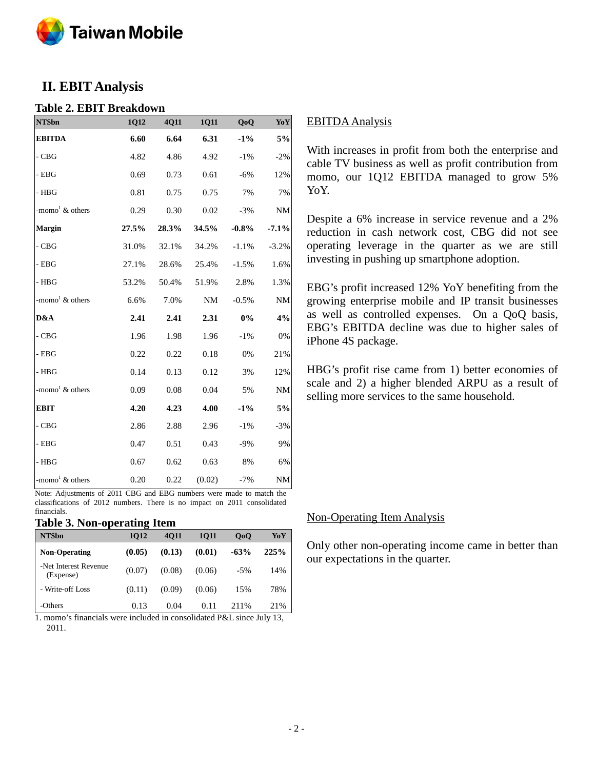## II. EBIT Analysis

### Table 2. EBIT Breakdown

| NT$bn | 1Q12 | 4Q11 | 1Q11 | QoQ | YoY |
|---|---|---|---|---|---|
| **EBITDA** | **6.60** | **6.64** | **6.31** | **-1%** | **5%** |
| - CBG | 4.82 | 4.86 | 4.92 | -1% | -2% |
| - EBG | 0.69 | 0.73 | 0.61 | -6% | 12% |
| - HBG | 0.81 | 0.75 | 0.75 | 7% | 7% |
| -momo[1] & others | 0.29 | 0.30 | 0.02 | -3% | NM |
| **Margin** | **27.5%** | **28.3%** | **34.5%** | **-0.8%** | **-7.1%** |
| - CBG | 31.0% | 32.1% | 34.2% | -1.1% | -3.2% |
| - EBG | 27.1% | 28.6% | 25.4% | -1.5% | 1.6% |
| - HBG | 53.2% | 50.4% | 51.9% | 2.8% | 1.3% |
| -momo[1] & others | 6.6% | 7.0% | NM | -0.5% | NM |
| **D&A** | **2.41** | **2.41** | **2.31** | **0%** | **4%** |
| - CBG | 1.96 | 1.98 | 1.96 | -1% | 0% |
| - EBG | 0.22 | 0.22 | 0.18 | 0% | 21% |
| - HBG | 0.14 | 0.13 | 0.12 | 3% | 12% |
| -momo[1] & others | 0.09 | 0.08 | 0.04 | 5% | NM |
| **EBIT** | **4.20** | **4.23** | **4.00** | **-1%** | **5%** |
| - CBG | 2.86 | 2.88 | 2.96 | -1% | -3% |
| - EBG | 0.47 | 0.51 | 0.43 | -9% | 9% |
| - HBG | 0.67 | 0.62 | 0.63 | 8% | 6% |
| -momo[1] & others | 0.20 | 0.22 | (0.02) | -7% | NM |

Note: Adjustments of 2011 CBG and EBG numbers were made to match the classifications of 2012 numbers. There is no impact on 2011 consolidated financials.

### Table 3. Non-operating Item

| NT$bn | 1Q12 | 4Q11 | 1Q11 | QoQ | YoY |
|---|---|---|---|---|---|
| **Non-Operating** | **(0.05)** | **(0.13)** | **(0.01)** | **-63%** | **225%** |
| -Net Interest Revenue (Expense) | (0.07) | (0.08) | (0.06) | -5% | 14% |
| - Write-off Loss | (0.11) | (0.09) | (0.06) | 15% | 78% |
| -Others | 0.13 | 0.04 | 0.11 | 211% | 21% |

1. momo's financials were included in consolidated P&L since July 13, 2011.

<u>EBITDA Analysis</u>

With increases in profit from both the enterprise and cable TV business as well as profit contribution from momo, our 1Q12 EBITDA managed to grow 5% YoY.

Despite a 6% increase in service revenue and a 2% reduction in cash network cost, CBG did not see operating leverage in the quarter as we are still investing in pushing up smartphone adoption.

EBG's profit increased 12% YoY benefiting from the growing enterprise mobile and IP transit businesses as well as controlled expenses. On a QoQ basis, EBG's EBITDA decline was due to higher sales of iPhone 4S package.

HBG's profit rise came from 1) better economies of scale and 2) a higher blended ARPU as a result of selling more services to the same household.

<u>Non-Operating Item Analysis</u>

Only other non-operating income came in better than our expectations in the quarter.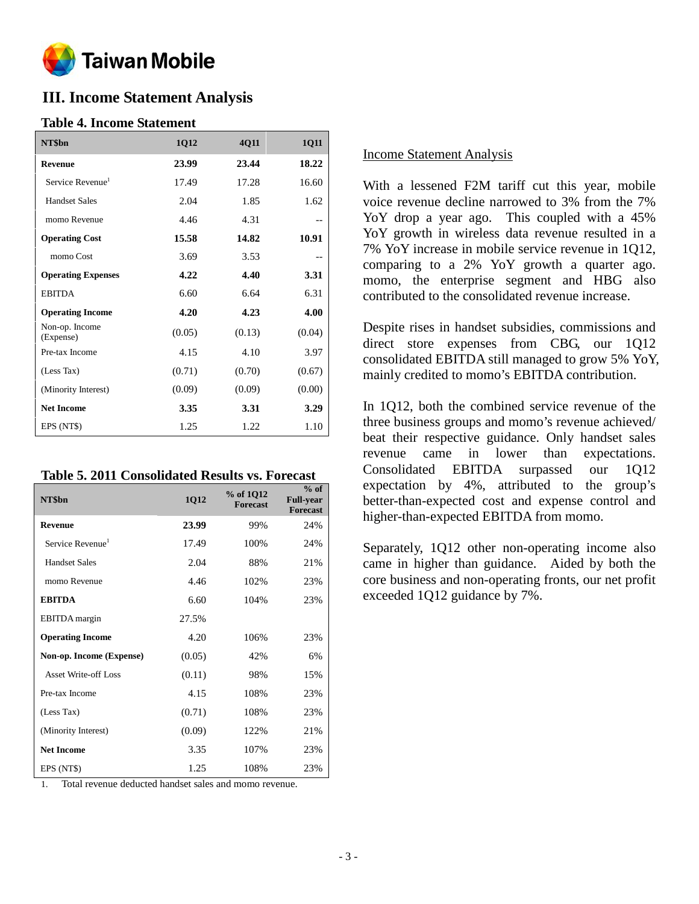## III. Income Statement Analysis

### Table 4. Income Statement

| NT$bn | 1Q12 | 4Q11 | 1Q11 |
|---|---|---|---|
| **Revenue** | **23.99** | **23.44** | **18.22** |
| Service Revenue[1] | 17.49 | 17.28 | 16.60 |
| Handset Sales | 2.04 | 1.85 | 1.62 |
| momo Revenue | 4.46 | 4.31 | -- |
| **Operating Cost** | **15.58** | **14.82** | **10.91** |
| momo Cost | 3.69 | 3.53 | -- |
| **Operating Expenses** | **4.22** | **4.40** | **3.31** |
| EBITDA | 6.60 | 6.64 | 6.31 |
| **Operating Income** | **4.20** | **4.23** | **4.00** |
| Non-op. Income (Expense) | (0.05) | (0.13) | (0.04) |
| Pre-tax Income | 4.15 | 4.10 | 3.97 |
| (Less Tax) | (0.71) | (0.70) | (0.67) |
| (Minority Interest) | (0.09) | (0.09) | (0.00) |
| **Net Income** | **3.35** | **3.31** | **3.29** |
| EPS (NT$) | 1.25 | 1.22 | 1.10 |

### Table 5. 2011 Consolidated Results vs. Forecast

| NT$bn | 1Q12 | % of 1Q12 Forecast | % of Full-year Forecast |
|---|---|---|---|
| **Revenue** | **23.99** | 99% | 24% |
| Service Revenue[1] | 17.49 | 100% | 24% |
| Handset Sales | 2.04 | 88% | 21% |
| momo Revenue | 4.46 | 102% | 23% |
| **EBITDA** | 6.60 | 104% | 23% |
| EBITDA margin | 27.5% | | |
| **Operating Income** | 4.20 | 106% | 23% |
| **Non-op. Income (Expense)** | (0.05) | 42% | 6% |
| Asset Write-off Loss | (0.11) | 98% | 15% |
| Pre-tax Income | 4.15 | 108% | 23% |
| (Less Tax) | (0.71) | 108% | 23% |
| (Minority Interest) | (0.09) | 122% | 21% |
| **Net Income** | 3.35 | 107% | 23% |
| EPS (NT$) | 1.25 | 108% | 23% |

1. Total revenue deducted handset sales and momo revenue.

<u>Income Statement Analysis</u>

With a lessened F2M tariff cut this year, mobile voice revenue decline narrowed to 3% from the 7% YoY drop a year ago. This coupled with a 45% YoY growth in wireless data revenue resulted in a 7% YoY increase in mobile service revenue in 1Q12, comparing to a 2% YoY growth a quarter ago. momo, the enterprise segment and HBG also contributed to the consolidated revenue increase.

Despite rises in handset subsidies, commissions and direct store expenses from CBG, our 1Q12 consolidated EBITDA still managed to grow 5% YoY, mainly credited to momo's EBITDA contribution.

In 1Q12, both the combined service revenue of the three business groups and momo's revenue achieved/ beat their respective guidance. Only handset sales revenue came in lower than expectations. Consolidated EBITDA surpassed our 1Q12 expectation by 4%, attributed to the group's better-than-expected cost and expense control and higher-than-expected EBITDA from momo.

Separately, 1Q12 other non-operating income also came in higher than guidance. Aided by both the core business and non-operating fronts, our net profit exceeded 1Q12 guidance by 7%.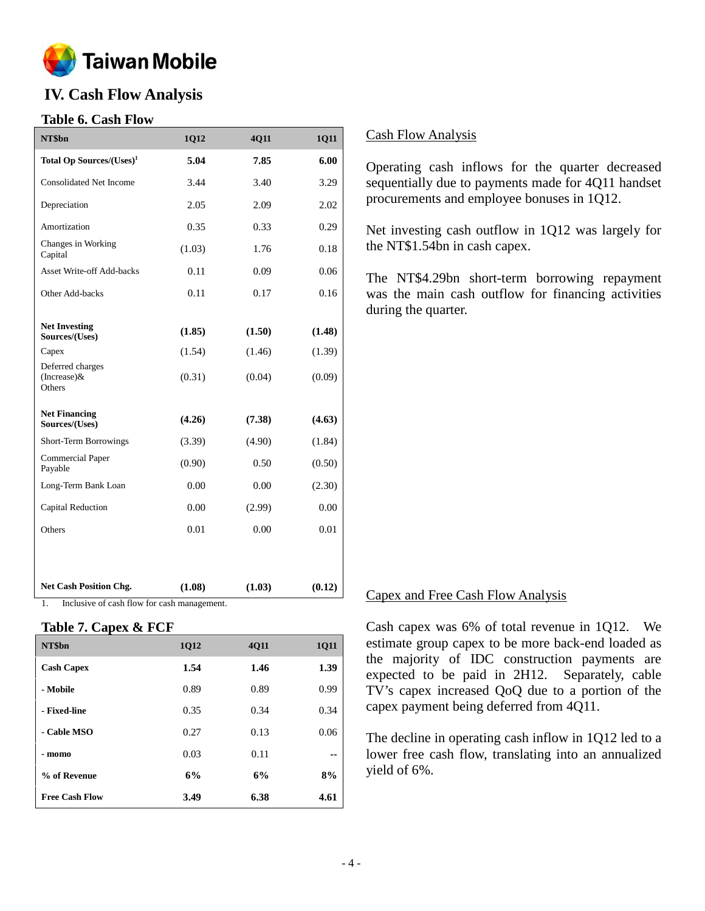# IV. Cash Flow Analysis

## Table 6. Cash Flow

| NT$bn | 1Q12 | 4Q11 | 1Q11 |
|---|---|---|---|
| **Total Op Sources/(Uses)**[1] | **5.04** | **7.85** | **6.00** |
| Consolidated Net Income | 3.44 | 3.40 | 3.29 |
| Depreciation | 2.05 | 2.09 | 2.02 |
| Amortization | 0.35 | 0.33 | 0.29 |
| Changes in Working Capital | (1.03) | 1.76 | 0.18 |
| Asset Write-off Add-backs | 0.11 | 0.09 | 0.06 |
| Other Add-backs | 0.11 | 0.17 | 0.16 |
| **Net Investing Sources/(Uses)** | **(1.85)** | **(1.50)** | **(1.48)** |
| Capex | (1.54) | (1.46) | (1.39) |
| Deferred charges (Increase)& Others | (0.31) | (0.04) | (0.09) |
| **Net Financing Sources/(Uses)** | **(4.26)** | **(7.38)** | **(4.63)** |
| Short-Term Borrowings | (3.39) | (4.90) | (1.84) |
| Commercial Paper Payable | (0.90) | 0.50 | (0.50) |
| Long-Term Bank Loan | 0.00 | 0.00 | (2.30) |
| Capital Reduction | 0.00 | (2.99) | 0.00 |
| Others | 0.01 | 0.00 | 0.01 |
| **Net Cash Position Chg.** | **(1.08)** | **(1.03)** | **(0.12)** |

1. Inclusive of cash flow for cash management.

### Cash Flow Analysis

Operating cash inflows for the quarter decreased sequentially due to payments made for 4Q11 handset procurements and employee bonuses in 1Q12.

Net investing cash outflow in 1Q12 was largely for the NT$1.54bn in cash capex.

The NT$4.29bn short-term borrowing repayment was the main cash outflow for financing activities during the quarter.

## Table 7. Capex & FCF

| NT$bn | 1Q12 | 4Q11 | 1Q11 |
|---|---|---|---|
| **Cash Capex** | **1.54** | **1.46** | **1.39** |
| **- Mobile** | 0.89 | 0.89 | 0.99 |
| **- Fixed-line** | 0.35 | 0.34 | 0.34 |
| **- Cable MSO** | 0.27 | 0.13 | 0.06 |
| **- momo** | 0.03 | 0.11 | -- |
| **% of Revenue** | **6%** | **6%** | **8%** |
| **Free Cash Flow** | **3.49** | **6.38** | **4.61** |

### Capex and Free Cash Flow Analysis

Cash capex was 6% of total revenue in 1Q12. We estimate group capex to be more back-end loaded as the majority of IDC construction payments are expected to be paid in 2H12. Separately, cable TV's capex increased QoQ due to a portion of the capex payment being deferred from 4Q11.

The decline in operating cash inflow in 1Q12 led to a lower free cash flow, translating into an annualized yield of 6%.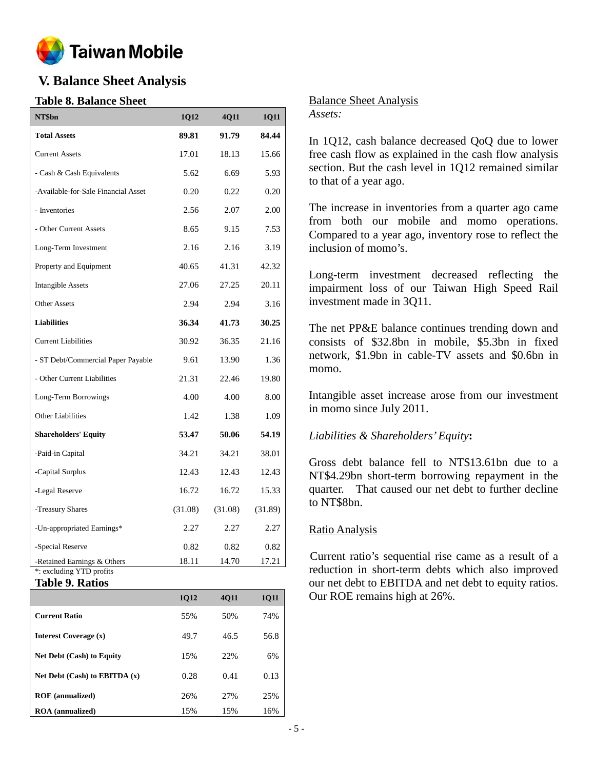# V. Balance Sheet Analysis

## Table 8. Balance Sheet

| NT$bn | 1Q12 | 4Q11 | 1Q11 |
|---|---|---|---|
| **Total Assets** | **89.81** | **91.79** | **84.44** |
| Current Assets | 17.01 | 18.13 | 15.66 |
| - Cash & Cash Equivalents | 5.62 | 6.69 | 5.93 |
| -Available-for-Sale Financial Asset | 0.20 | 0.22 | 0.20 |
| - Inventories | 2.56 | 2.07 | 2.00 |
| - Other Current Assets | 8.65 | 9.15 | 7.53 |
| Long-Term Investment | 2.16 | 2.16 | 3.19 |
| Property and Equipment | 40.65 | 41.31 | 42.32 |
| Intangible Assets | 27.06 | 27.25 | 20.11 |
| Other Assets | 2.94 | 2.94 | 3.16 |
| **Liabilities** | **36.34** | **41.73** | **30.25** |
| Current Liabilities | 30.92 | 36.35 | 21.16 |
| - ST Debt/Commercial Paper Payable | 9.61 | 13.90 | 1.36 |
| - Other Current Liabilities | 21.31 | 22.46 | 19.80 |
| Long-Term Borrowings | 4.00 | 4.00 | 8.00 |
| Other Liabilities | 1.42 | 1.38 | 1.09 |
| **Shareholders' Equity** | **53.47** | **50.06** | **54.19** |
| -Paid-in Capital | 34.21 | 34.21 | 38.01 |
| -Capital Surplus | 12.43 | 12.43 | 12.43 |
| -Legal Reserve | 16.72 | 16.72 | 15.33 |
| -Treasury Shares | (31.08) | (31.08) | (31.89) |
| -Un-appropriated Earnings* | 2.27 | 2.27 | 2.27 |
| -Special Reserve | 0.82 | 0.82 | 0.82 |
| -Retained Earnings & Others | 18.11 | 14.70 | 17.21 |

*: excluding YTD profits

## Table 9. Ratios

| | 1Q12 | 4Q11 | 1Q11 |
|---|---|---|---|
| **Current Ratio** | 55% | 50% | 74% |
| **Interest Coverage (x)** | 49.7 | 46.5 | 56.8 |
| **Net Debt (Cash) to Equity** | 15% | 22% | 6% |
| **Net Debt (Cash) to EBITDA (x)** | 0.28 | 0.41 | 0.13 |
| **ROE (annualized)** | 26% | 27% | 25% |
| **ROA (annualized)** | 15% | 15% | 16% |

Balance Sheet Analysis

*Assets:*

In 1Q12, cash balance decreased QoQ due to lower free cash flow as explained in the cash flow analysis section. But the cash level in 1Q12 remained similar to that of a year ago.

The increase in inventories from a quarter ago came from both our mobile and momo operations. Compared to a year ago, inventory rose to reflect the inclusion of momo's.

Long-term investment decreased reflecting the impairment loss of our Taiwan High Speed Rail investment made in 3Q11.

The net PP&E balance continues trending down and consists of $32.8bn in mobile, $5.3bn in fixed network, $1.9bn in cable-TV assets and $0.6bn in momo.

Intangible asset increase arose from our investment in momo since July 2011.

*Liabilities & Shareholders' Equity***:**

Gross debt balance fell to NT$13.61bn due to a NT$4.29bn short-term borrowing repayment in the quarter. That caused our net debt to further decline to NT$8bn.

Ratio Analysis

Current ratio's sequential rise came as a result of a reduction in short-term debts which also improved our net debt to EBITDA and net debt to equity ratios. Our ROE remains high at 26%.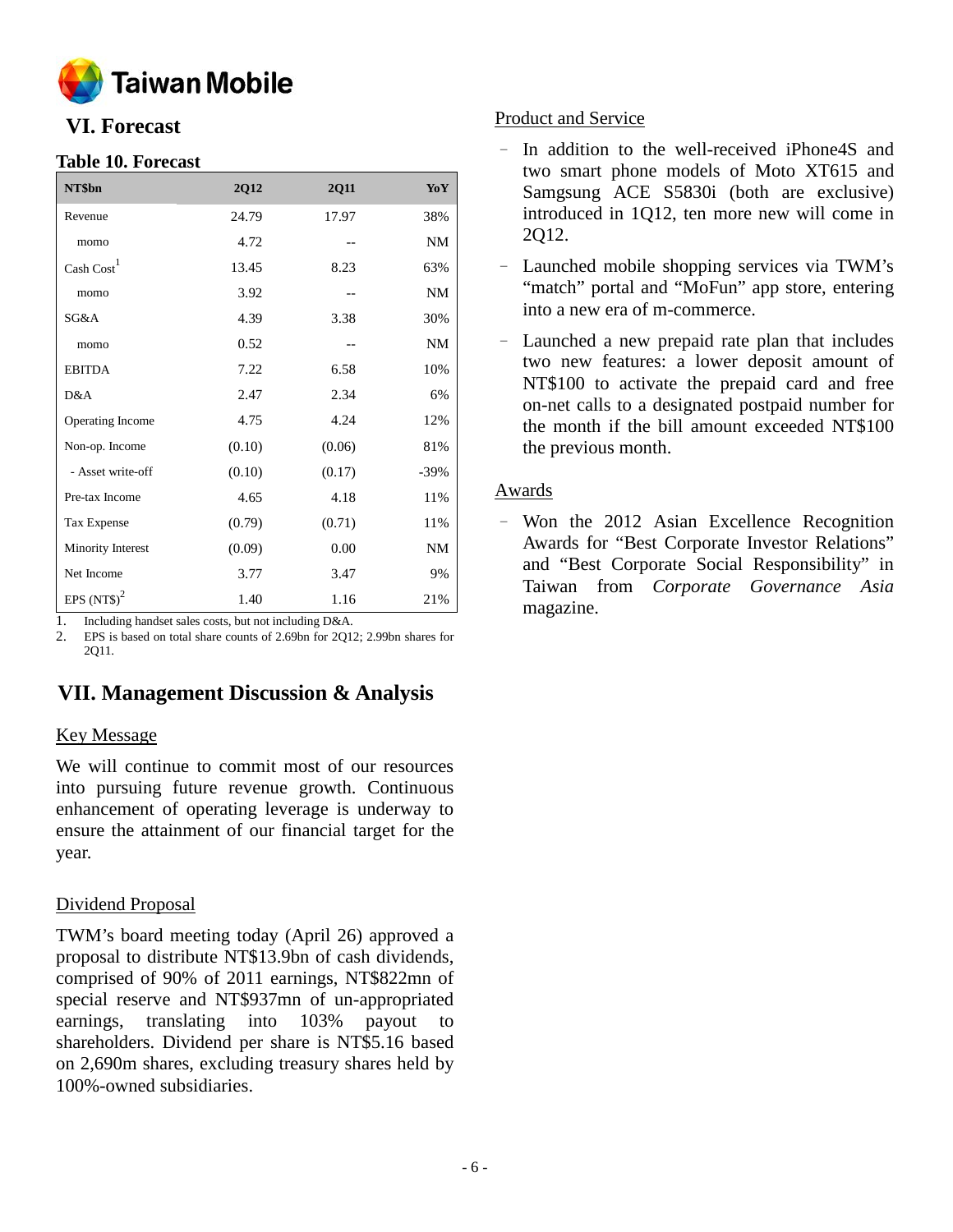## VI. Forecast

### Table 10. Forecast

| NT$bn | 2Q12 | 2Q11 | YoY |
|---|---|---|---|
| Revenue | 24.79 | 17.97 | 38% |
| momo | 4.72 | -- | NM |
| Cash Cost[1] | 13.45 | 8.23 | 63% |
| momo | 3.92 | -- | NM |
| SG&A | 4.39 | 3.38 | 30% |
| momo | 0.52 | -- | NM |
| EBITDA | 7.22 | 6.58 | 10% |
| D&A | 2.47 | 2.34 | 6% |
| Operating Income | 4.75 | 4.24 | 12% |
| Non-op. Income | (0.10) | (0.06) | 81% |
| - Asset write-off | (0.10) | (0.17) | -39% |
| Pre-tax Income | 4.65 | 4.18 | 11% |
| Tax Expense | (0.79) | (0.71) | 11% |
| Minority Interest | (0.09) | 0.00 | NM |
| Net Income | 3.77 | 3.47 | 9% |
| EPS (NT$)[2] | 1.40 | 1.16 | 21% |

1. Including handset sales costs, but not including D&A.
2. EPS is based on total share counts of 2.69bn for 2Q12; 2.99bn shares for 2Q11.

## VII. Management Discussion & Analysis

Key Message

We will continue to commit most of our resources into pursuing future revenue growth. Continuous enhancement of operating leverage is underway to ensure the attainment of our financial target for the year.

Dividend Proposal

TWM's board meeting today (April 26) approved a proposal to distribute NT$13.9bn of cash dividends, comprised of 90% of 2011 earnings, NT$822mn of special reserve and NT$937mn of un-appropriated earnings, translating into 103% payout to shareholders. Dividend per share is NT$5.16 based on 2,690m shares, excluding treasury shares held by 100%-owned subsidiaries.

Product and Service

- In addition to the well-received iPhone4S and two smart phone models of Moto XT615 and Samsgung ACE S5830i (both are exclusive) introduced in 1Q12, ten more new will come in 2Q12.
- Launched mobile shopping services via TWM's "match" portal and "MoFun" app store, entering into a new era of m-commerce.
- Launched a new prepaid rate plan that includes two new features: a lower deposit amount of NT$100 to activate the prepaid card and free on-net calls to a designated postpaid number for the month if the bill amount exceeded NT$100 the previous month.

Awards

- Won the 2012 Asian Excellence Recognition Awards for "Best Corporate Investor Relations" and "Best Corporate Social Responsibility" in Taiwan from *Corporate Governance Asia* magazine.